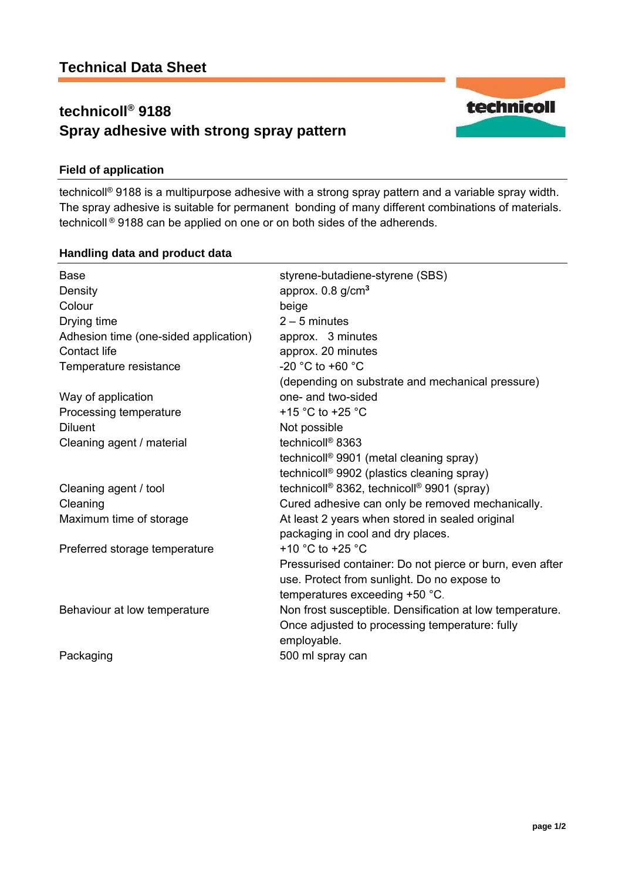## Technical Data Sheet

# technicoll® 9188
# Spray adhesive with strong spray pattern

### Field of application

technicoll® 9188 is a multipurpose adhesive with a strong spray pattern and a variable spray width. The spray adhesive is suitable for permanent bonding of many different combinations of materials. technicoll ® 9188 can be applied on one or on both sides of the adherends.

### Handling data and product data

| | |
|---|---|
| Base | styrene-butadiene-styrene (SBS) |
| Density | approx. 0.8 g/cm³ |
| Colour | beige |
| Drying time | 2 – 5 minutes |
| Adhesion time (one-sided application) | approx. 3 minutes |
| Contact life | approx. 20 minutes |
| Temperature resistance | -20 °C to +60 °C (depending on substrate and mechanical pressure) |
| Way of application | one- and two-sided |
| Processing temperature | +15 °C to +25 °C |
| Diluent | Not possible |
| Cleaning agent / material | technicoll® 8363<br>technicoll® 9901 (metal cleaning spray)<br>technicoll® 9902 (plastics cleaning spray) |
| Cleaning agent / tool | technicoll® 8362, technicoll® 9901 (spray) |
| Cleaning | Cured adhesive can only be removed mechanically. |
| Maximum time of storage | At least 2 years when stored in sealed original packaging in cool and dry places. |
| Preferred storage temperature | +10 °C to +25 °C<br>Pressurised container: Do not pierce or burn, even after use. Protect from sunlight. Do no expose to temperatures exceeding +50 °C. |
| Behaviour at low temperature | Non frost susceptible. Densification at low temperature. Once adjusted to processing temperature: fully employable. |
| Packaging | 500 ml spray can |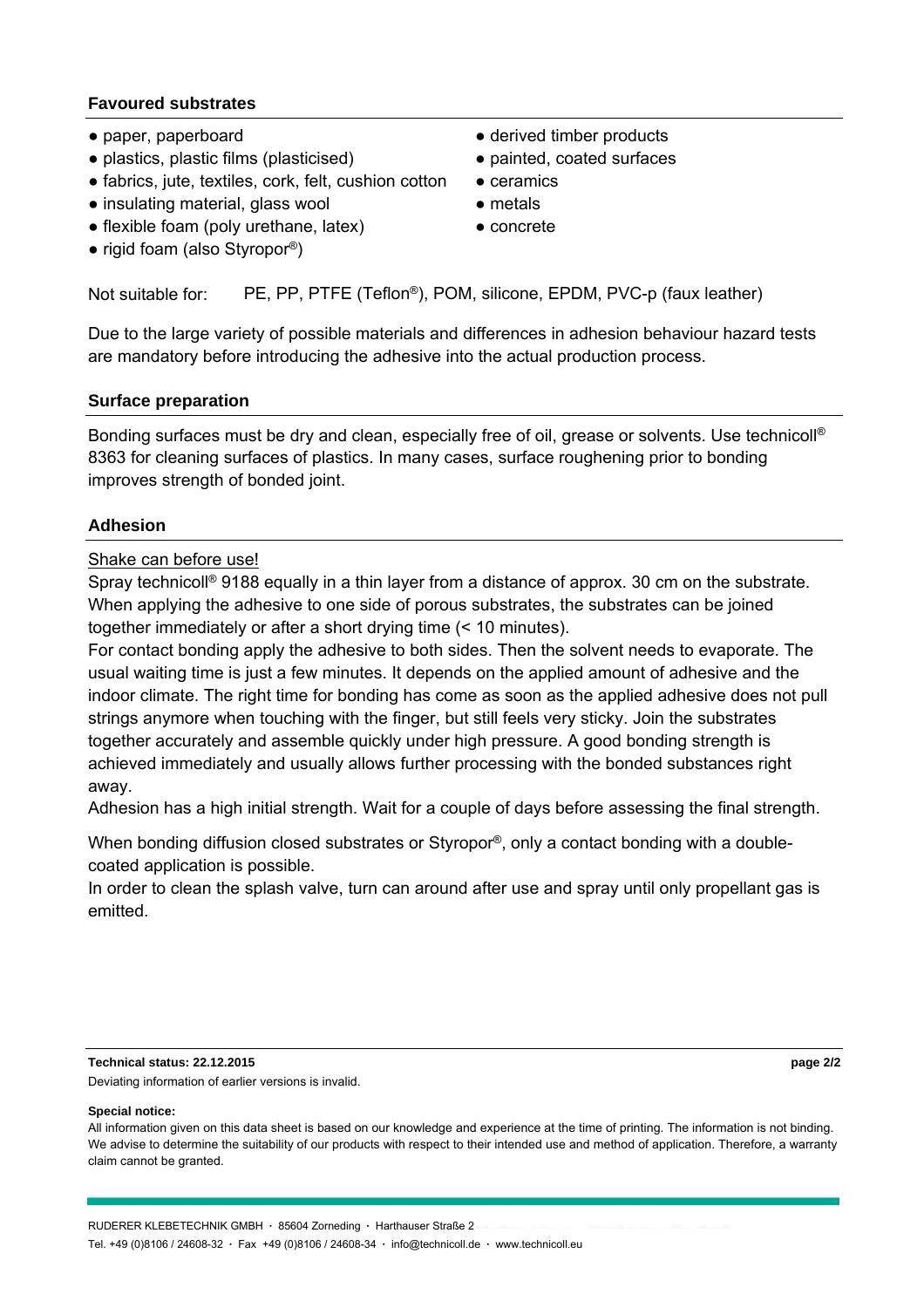## Favoured substrates

- paper, paperboard
- plastics, plastic films (plasticised)
- fabrics, jute, textiles, cork, felt, cushion cotton
- insulating material, glass wool
- flexible foam (poly urethane, latex)
- rigid foam (also Styropor®)
- derived timber products
- painted, coated surfaces
- ceramics
- metals
- concrete

Not suitable for: PE, PP, PTFE (Teflon®), POM, silicone, EPDM, PVC-p (faux leather)

Due to the large variety of possible materials and differences in adhesion behaviour hazard tests are mandatory before introducing the adhesive into the actual production process.

## Surface preparation

Bonding surfaces must be dry and clean, especially free of oil, grease or solvents. Use technicoll® 8363 for cleaning surfaces of plastics. In many cases, surface roughening prior to bonding improves strength of bonded joint.

## Adhesion

Shake can before use!

Spray technicoll® 9188 equally in a thin layer from a distance of approx. 30 cm on the substrate. When applying the adhesive to one side of porous substrates, the substrates can be joined together immediately or after a short drying time (< 10 minutes).

For contact bonding apply the adhesive to both sides. Then the solvent needs to evaporate. The usual waiting time is just a few minutes. It depends on the applied amount of adhesive and the indoor climate. The right time for bonding has come as soon as the applied adhesive does not pull strings anymore when touching with the finger, but still feels very sticky. Join the substrates together accurately and assemble quickly under high pressure. A good bonding strength is achieved immediately and usually allows further processing with the bonded substances right away.

Adhesion has a high initial strength. Wait for a couple of days before assessing the final strength.

When bonding diffusion closed substrates or Styropor®, only a contact bonding with a double-coated application is possible.

In order to clean the splash valve, turn can around after use and spray until only propellant gas is emitted.

**Technical status: 22.12.2015**

Deviating information of earlier versions is invalid.

**Special notice:**

All information given on this data sheet is based on our knowledge and experience at the time of printing. The information is not binding. We advise to determine the suitability of our products with respect to their intended use and method of application. Therefore, a warranty claim cannot be granted.

RUDERER KLEBETECHNIK GMBH · 85604 Zorneding · Harthauser Straße 2

Tel. +49 (0)8106 / 24608-32 · Fax +49 (0)8106 / 24608-34 · info@technicoll.de · www.technicoll.eu